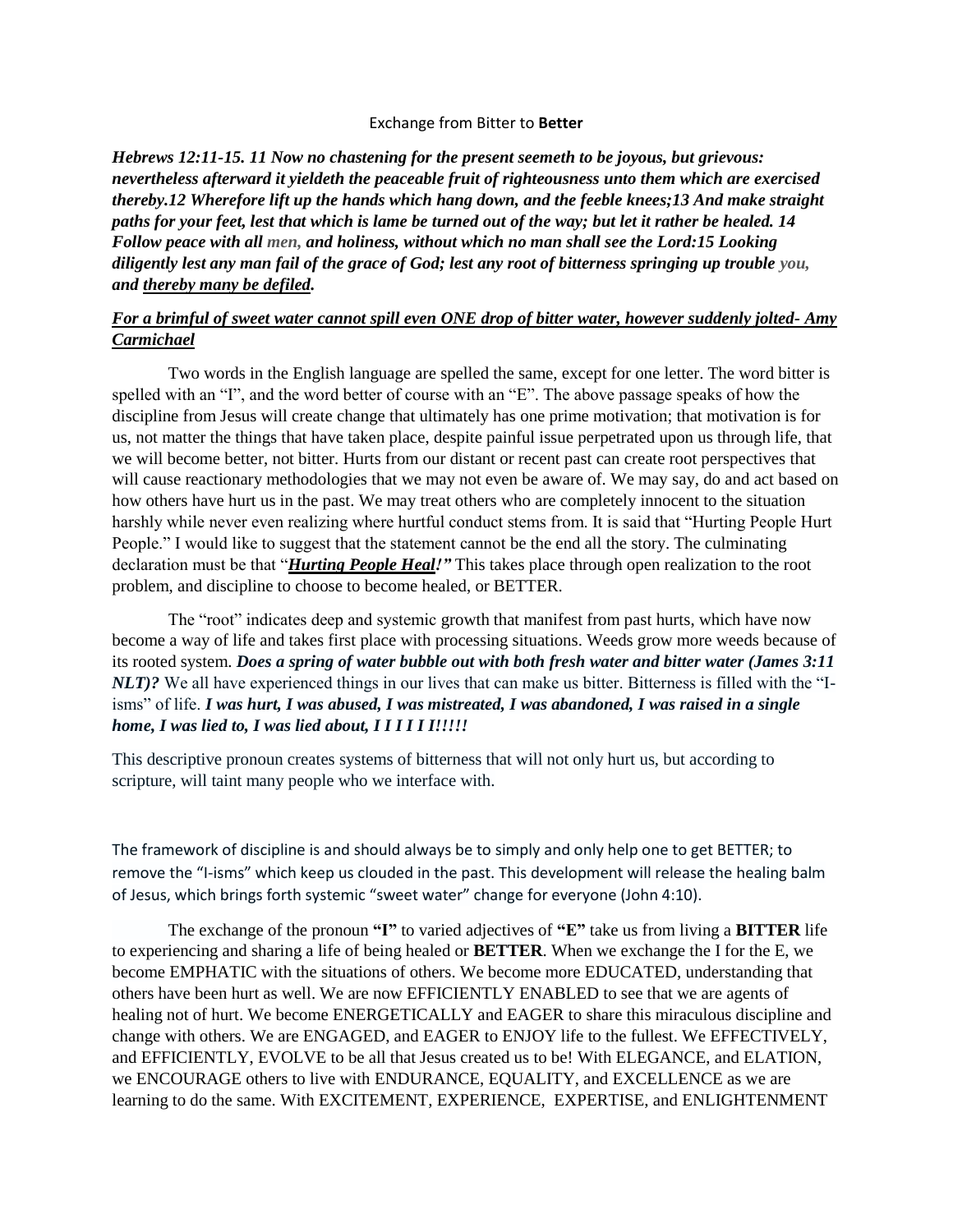Exchange from Bitter to **Better**

***Hebrews 12:11-15. 11 Now no chastening for the present seemeth to be joyous, but grievous: nevertheless afterward it yieldeth the peaceable fruit of righteousness unto them which are exercised thereby.12 Wherefore lift up the hands which hang down, and the feeble knees;13 And make straight paths for your feet, lest that which is lame be turned out of the way; but let it rather be healed. 14 Follow peace with all men, and holiness, without which no man shall see the Lord:15 Looking diligently lest any man fail of the grace of God; lest any root of bitterness springing up trouble you, and <u>thereby many be defiled</u>.***

***<u>For a brimful of sweet water cannot spill even ONE drop of bitter water, however suddenly jolted- Amy Carmichael</u>***

Two words in the English language are spelled the same, except for one letter. The word bitter is spelled with an "I", and the word better of course with an "E". The above passage speaks of how the discipline from Jesus will create change that ultimately has one prime motivation; that motivation is for us, not matter the things that have taken place, despite painful issue perpetrated upon us through life, that we will become better, not bitter. Hurts from our distant or recent past can create root perspectives that will cause reactionary methodologies that we may not even be aware of. We may say, do and act based on how others have hurt us in the past. We may treat others who are completely innocent to the situation harshly while never even realizing where hurtful conduct stems from. It is said that "Hurting People Hurt People." I would like to suggest that the statement cannot be the end all the story. The culminating declaration must be that "***<u>Hurting People Heal</u>!"*** This takes place through open realization to the root problem, and discipline to choose to become healed, or BETTER.

The "root" indicates deep and systemic growth that manifest from past hurts, which have now become a way of life and takes first place with processing situations. Weeds grow more weeds because of its rooted system. ***Does a spring of water bubble out with both fresh water and bitter water (James 3:11 NLT)?*** We all have experienced things in our lives that can make us bitter. Bitterness is filled with the "I-isms" of life. ***I was hurt, I was abused, I was mistreated, I was abandoned, I was raised in a single home, I was lied to, I was lied about, I I I I I I!!!!!***

This descriptive pronoun creates systems of bitterness that will not only hurt us, but according to scripture, will taint many people who we interface with.

The framework of discipline is and should always be to simply and only help one to get BETTER; to remove the "I-isms" which keep us clouded in the past. This development will release the healing balm of Jesus, which brings forth systemic "sweet water" change for everyone (John 4:10).

The exchange of the pronoun **"I"** to varied adjectives of **"E"** take us from living a **BITTER** life to experiencing and sharing a life of being healed or **BETTER**. When we exchange the I for the E, we become EMPHATIC with the situations of others. We become more EDUCATED, understanding that others have been hurt as well. We are now EFFICIENTLY ENABLED to see that we are agents of healing not of hurt. We become ENERGETICALLY and EAGER to share this miraculous discipline and change with others. We are ENGAGED, and EAGER to ENJOY life to the fullest. We EFFECTIVELY, and EFFICIENTLY, EVOLVE to be all that Jesus created us to be! With ELEGANCE, and ELATION, we ENCOURAGE others to live with ENDURANCE, EQUALITY, and EXCELLENCE as we are learning to do the same. With EXCITEMENT, EXPERIENCE, EXPERTISE, and ENLIGHTENMENT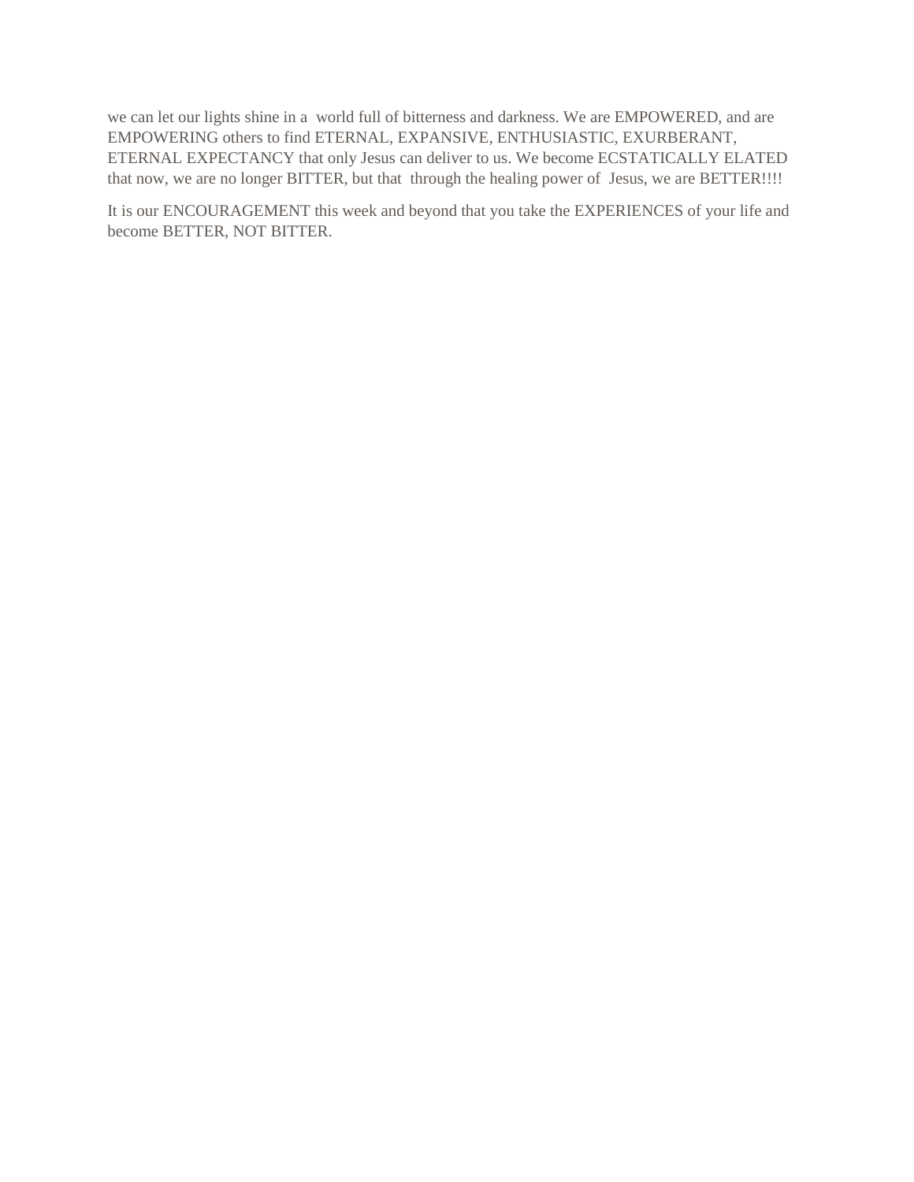we can let our lights shine in a world full of bitterness and darkness. We are EMPOWERED, and are EMPOWERING others to find ETERNAL, EXPANSIVE, ENTHUSIASTIC, EXURBERANT, ETERNAL EXPECTANCY that only Jesus can deliver to us. We become ECSTATICALLY ELATED that now, we are no longer BITTER, but that through the healing power of Jesus, we are BETTER!!!!

It is our ENCOURAGEMENT this week and beyond that you take the EXPERIENCES of your life and become BETTER, NOT BITTER.